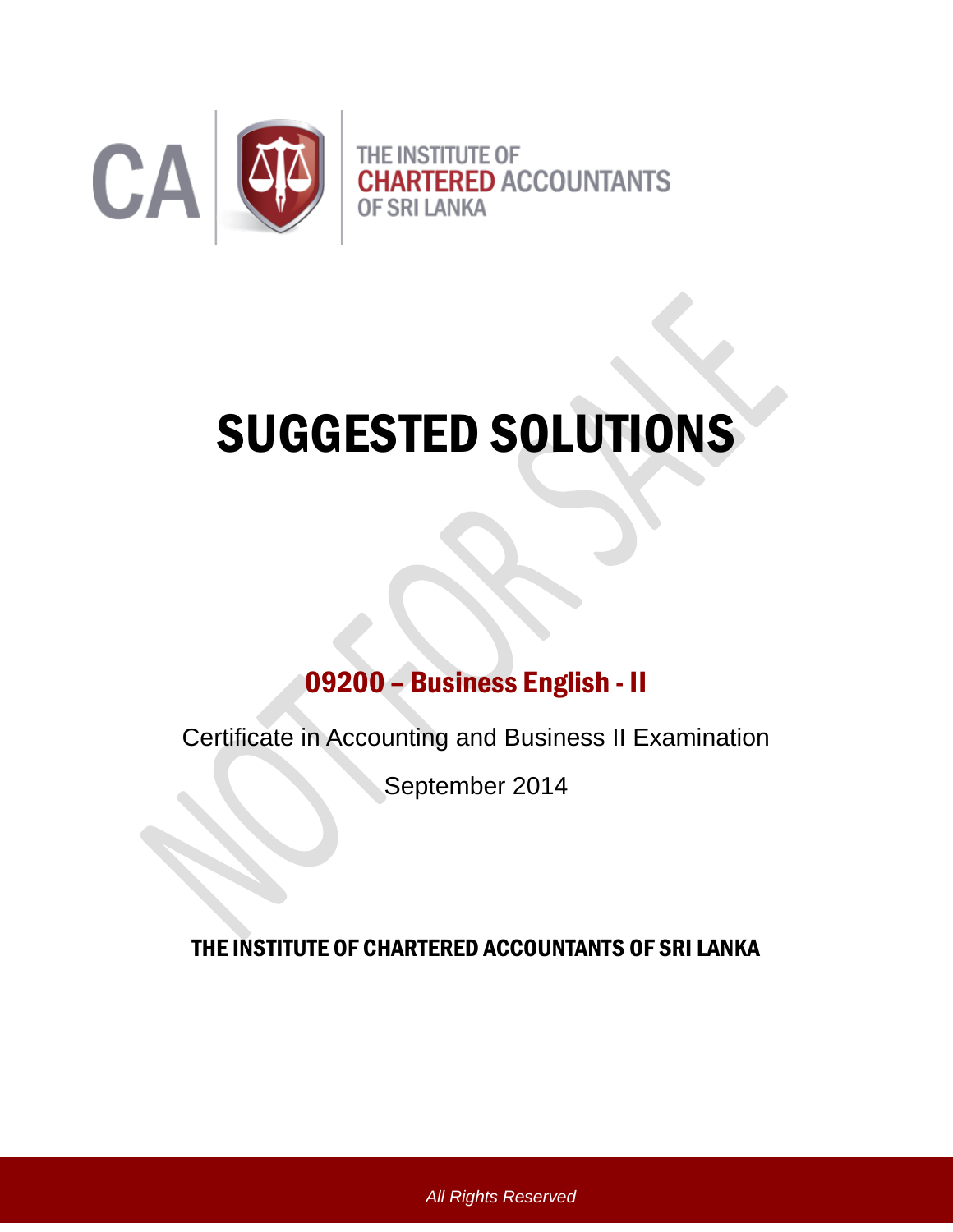CA THE INSTITUTE OF CHARTERED ACCOUNTANTS OF SRI LANKA

# SUGGESTED SOLUTIONS

## 09200 – Business English - II

Certificate in Accounting and Business II Examination

September 2014

**THE INSTITUTE OF CHARTERED ACCOUNTANTS OF SRI LANKA**

*All Rights Reserved*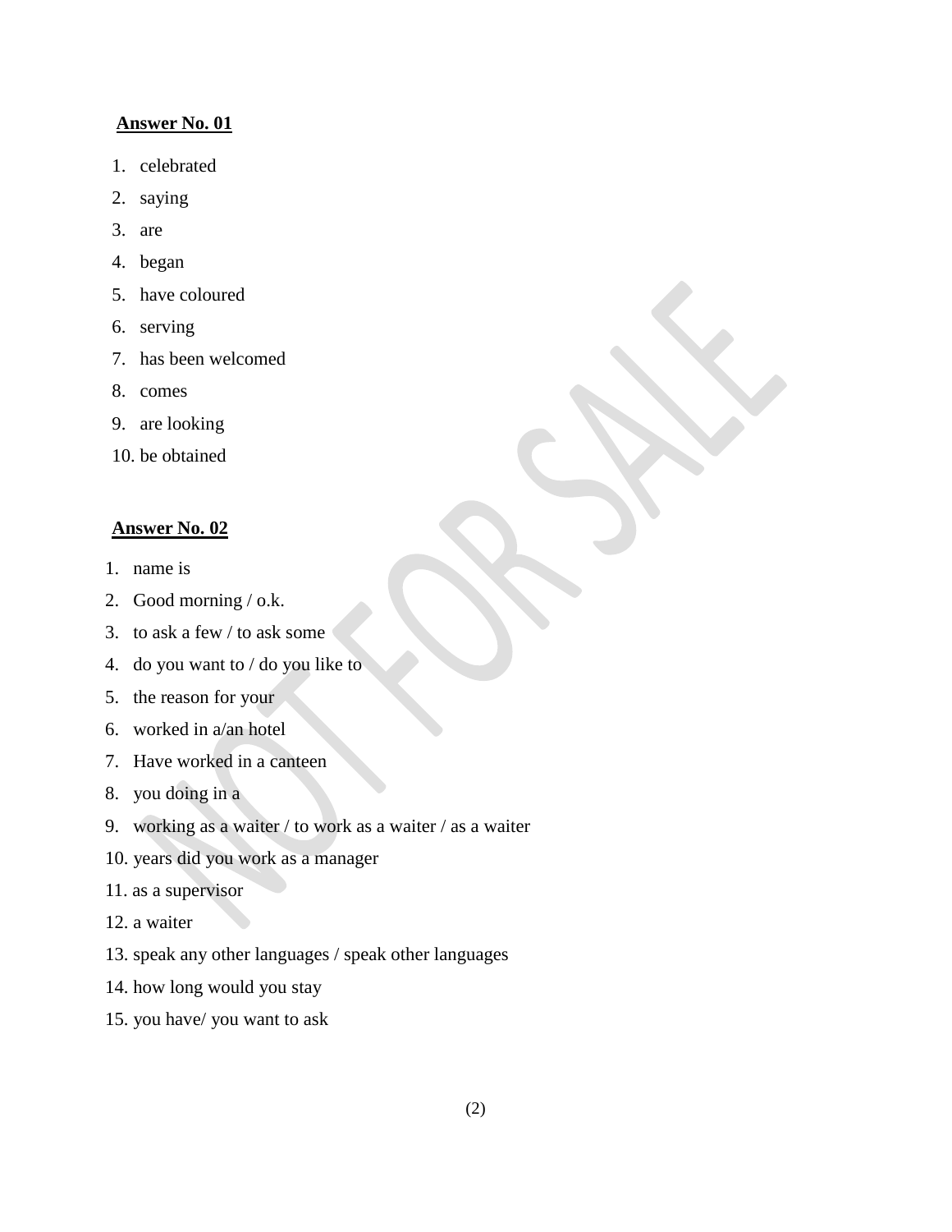**Answer No. 01**

1. celebrated
2. saying
3. are
4. began
5. have coloured
6. serving
7. has been welcomed
8. comes
9. are looking
10. be obtained

**Answer No. 02**

1. name is
2. Good morning / o.k.
3. to ask a few / to ask some
4. do you want to / do you like to
5. the reason for your
6. worked in a/an hotel
7. Have worked in a canteen
8. you doing in a
9. working as a waiter / to work as a waiter / as a waiter
10. years did you work as a manager
11. as a supervisor
12. a waiter
13. speak any other languages / speak other languages
14. how long would you stay
15. you have/ you want to ask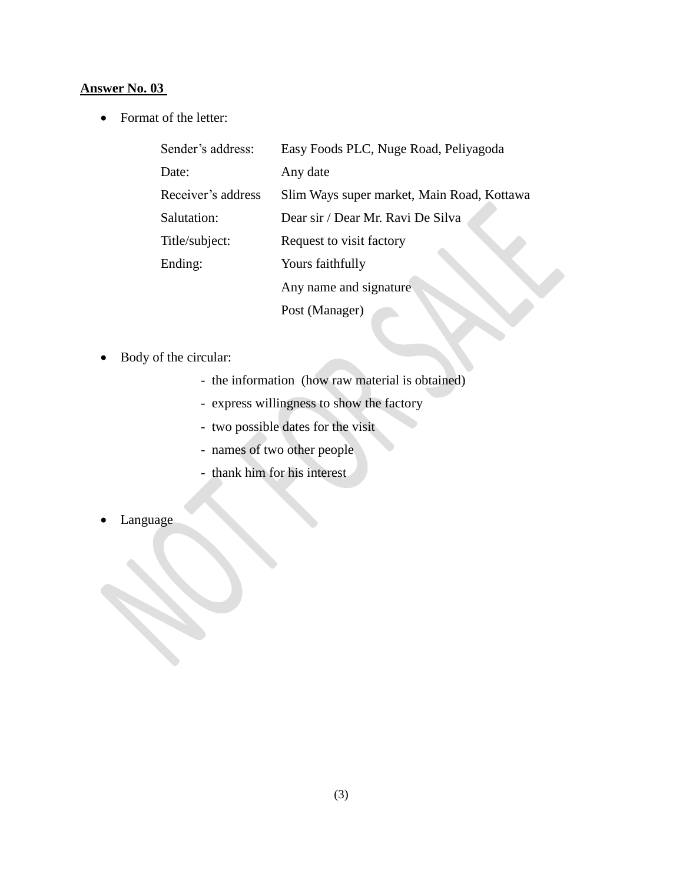**Answer No. 03**

- Format of the letter:

| | |
|---|---|
| Sender's address: | Easy Foods PLC, Nuge Road, Peliyagoda |
| Date: | Any date |
| Receiver's address | Slim Ways super market, Main Road, Kottawa |
| Salutation: | Dear sir / Dear Mr. Ravi De Silva |
| Title/subject: | Request to visit factory |
| Ending: | Yours faithfully |
| | Any name and signature |
| | Post (Manager) |

- Body of the circular:
  - the information (how raw material is obtained)
  - express willingness to show the factory
  - two possible dates for the visit
  - names of two other people
  - thank him for his interest

- Language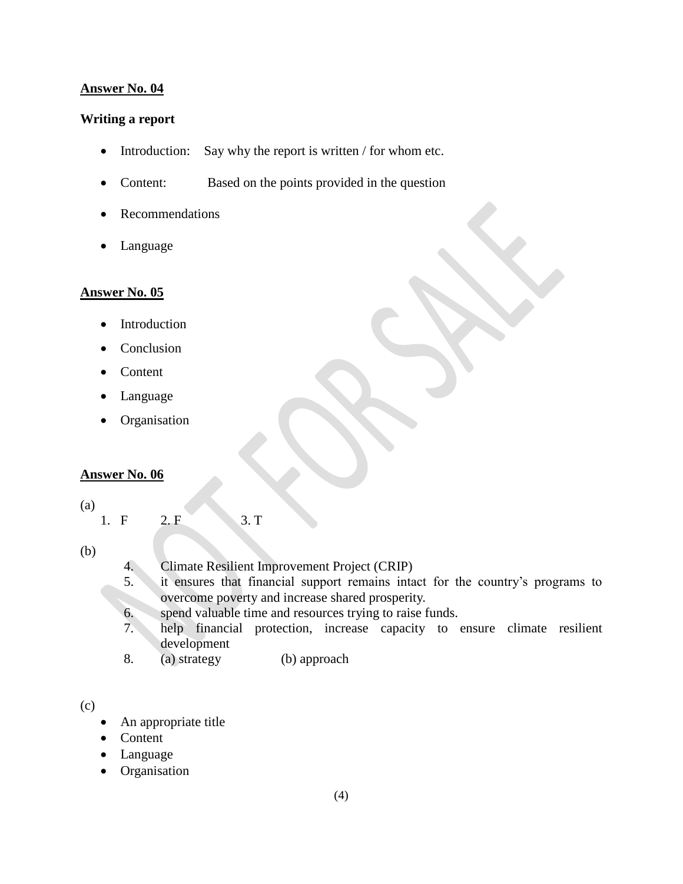**Answer No. 04**

**Writing a report**

- Introduction: Say why the report is written / for whom etc.
- Content: Based on the points provided in the question
- Recommendations
- Language

**Answer No. 05**

- Introduction
- Conclusion
- Content
- Language
- Organisation

**Answer No. 06**

(a)

1. F 2. F 3. T

(b)

4. Climate Resilient Improvement Project (CRIP)
5. it ensures that financial support remains intact for the country's programs to overcome poverty and increase shared prosperity.
6. spend valuable time and resources trying to raise funds.
7. help financial protection, increase capacity to ensure climate resilient development
8. (a) strategy (b) approach

(c)

- An appropriate title
- Content
- Language
- Organisation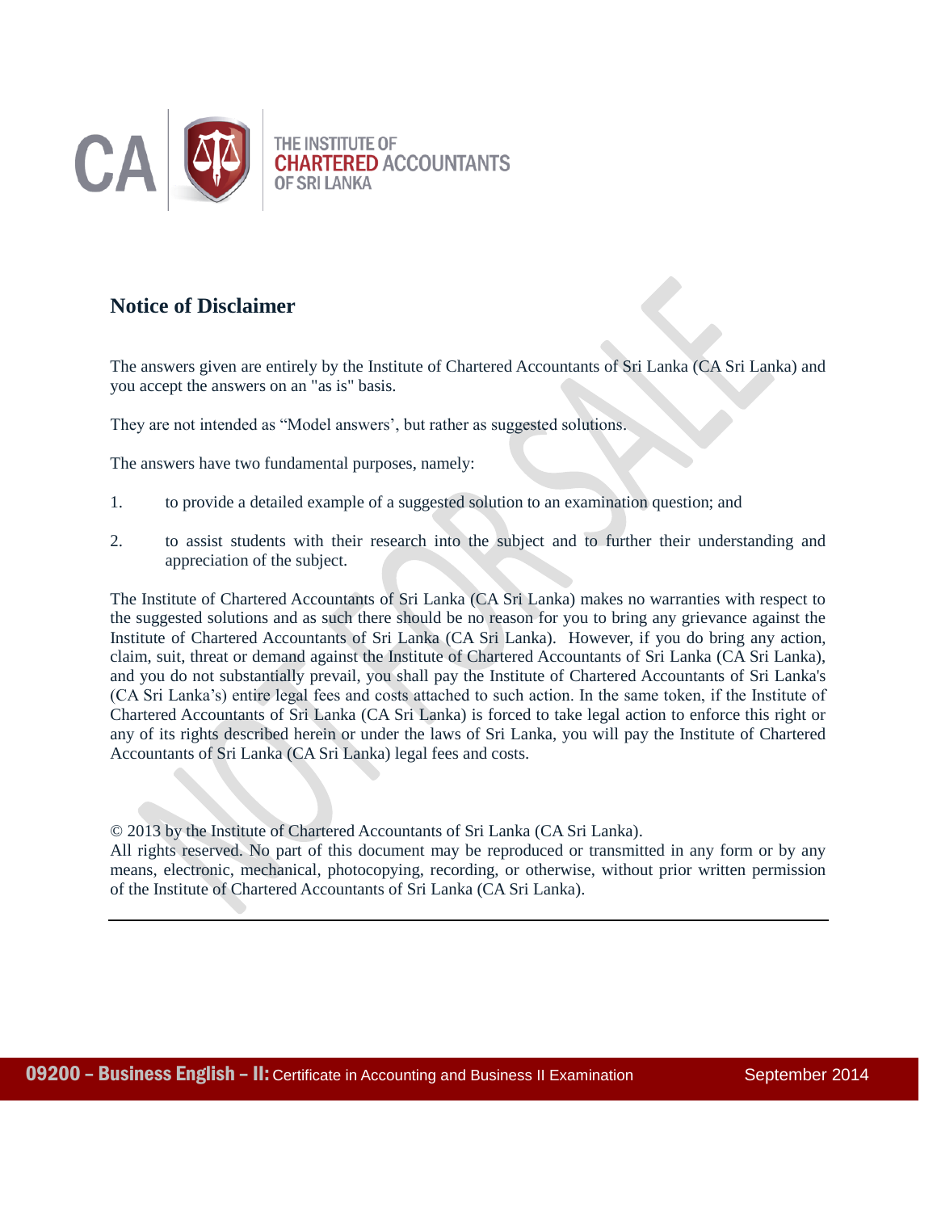THE INSTITUTE OF
CHARTERED ACCOUNTANTS
OF SRI LANKA

## Notice of Disclaimer

The answers given are entirely by the Institute of Chartered Accountants of Sri Lanka (CA Sri Lanka) and you accept the answers on an "as is" basis.

They are not intended as "Model answers', but rather as suggested solutions.

The answers have two fundamental purposes, namely:

1. to provide a detailed example of a suggested solution to an examination question; and

2. to assist students with their research into the subject and to further their understanding and appreciation of the subject.

The Institute of Chartered Accountants of Sri Lanka (CA Sri Lanka) makes no warranties with respect to the suggested solutions and as such there should be no reason for you to bring any grievance against the Institute of Chartered Accountants of Sri Lanka (CA Sri Lanka). However, if you do bring any action, claim, suit, threat or demand against the Institute of Chartered Accountants of Sri Lanka (CA Sri Lanka), and you do not substantially prevail, you shall pay the Institute of Chartered Accountants of Sri Lanka's (CA Sri Lanka's) entire legal fees and costs attached to such action. In the same token, if the Institute of Chartered Accountants of Sri Lanka (CA Sri Lanka) is forced to take legal action to enforce this right or any of its rights described herein or under the laws of Sri Lanka, you will pay the Institute of Chartered Accountants of Sri Lanka (CA Sri Lanka) legal fees and costs.

© 2013 by the Institute of Chartered Accountants of Sri Lanka (CA Sri Lanka).
All rights reserved. No part of this document may be reproduced or transmitted in any form or by any means, electronic, mechanical, photocopying, recording, or otherwise, without prior written permission of the Institute of Chartered Accountants of Sri Lanka (CA Sri Lanka).

---

**09200 – Business English – II:** Certificate in Accounting and Business II Examination September 2014